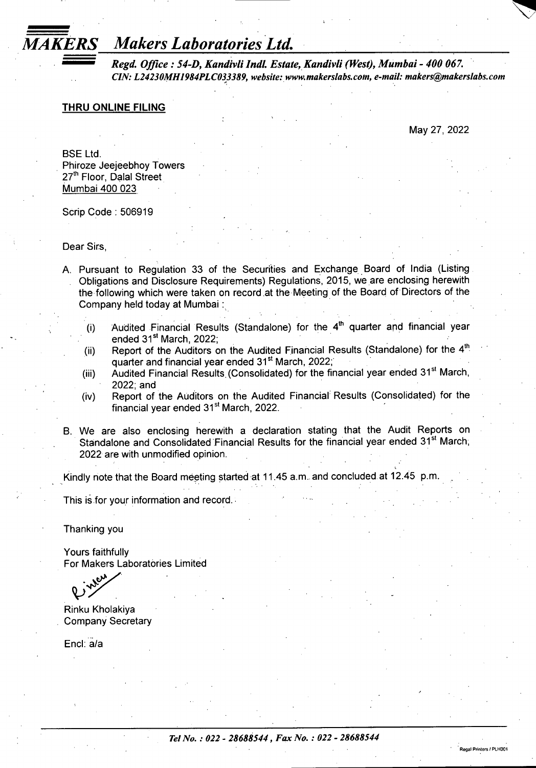# MAKERS Makers Laboratories Ltd.

***Regd. Office : 54-D, Kandivli Indl. Estate, Kandivli (West), Mumbai - 400 067.***
***CIN: L24230MH1984PLC033389, website: www.makerslabs.com, e-mail: makers@makerslabs.com***

**THRU ONLINE FILING**

May 27, 2022

BSE Ltd.
Phiroze Jeejeebhoy Towers
27th Floor, Dalal Street
Mumbai 400 023

Scrip Code : 506919

Dear Sirs,

A. Pursuant to Regulation 33 of the Securities and Exchange Board of India (Listing Obligations and Disclosure Requirements) Regulations, 2015, we are enclosing herewith the following which were taken on record at the Meeting of the Board of Directors of the Company held today at Mumbai :

   (i) Audited Financial Results (Standalone) for the 4th quarter and financial year ended 31st March, 2022;
   (ii) Report of the Auditors on the Audited Financial Results (Standalone) for the 4th quarter and financial year ended 31st March, 2022;
   (iii) Audited Financial Results (Consolidated) for the financial year ended 31st March, 2022; and
   (iv) Report of the Auditors on the Audited Financial Results (Consolidated) for the financial year ended 31st March, 2022.

B. We are also enclosing herewith a declaration stating that the Audit Reports on Standalone and Consolidated Financial Results for the financial year ended 31st March, 2022 are with unmodified opinion.

Kindly note that the Board meeting started at 11.45 a.m. and concluded at 12.45 p.m.

This is for your information and record.

Thanking you

Yours faithfully
For Makers Laboratories Limited

Rinku Kholakiya
Company Secretary

Encl: a/a

*Tel No. : 022 - 28688544 , Fax No. : 022 - 28688544*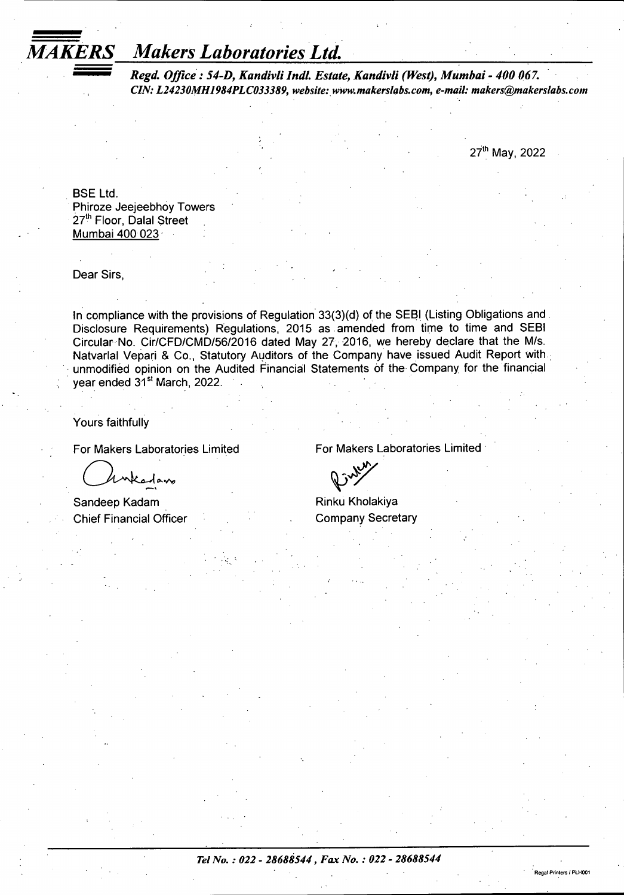# MAKERS Makers Laboratories Ltd.

***Regd. Office : 54-D, Kandivli Indl. Estate, Kandivli (West), Mumbai - 400 067.***
***CIN: L24230MH1984PLC033389, website: www.makerslabs.com, e-mail: makers@makerslabs.com***

27th May, 2022

BSE Ltd.
Phiroze Jeejeebhoy Towers
27th Floor, Dalal Street
Mumbai 400 023

Dear Sirs,

In compliance with the provisions of Regulation 33(3)(d) of the SEBI (Listing Obligations and Disclosure Requirements) Regulations, 2015 as amended from time to time and SEBI Circular No. Cir/CFD/CMD/56/2016 dated May 27, 2016, we hereby declare that the M/s. Natvarlal Vepari & Co., Statutory Auditors of the Company have issued Audit Report with unmodified opinion on the Audited Financial Statements of the Company for the financial year ended 31st March, 2022.

Yours faithfully

For Makers Laboratories Limited

Sandeep Kadam
Chief Financial Officer

For Makers Laboratories Limited

Rinku Kholakiya
Company Secretary

*Tel No. : 022 - 28688544 , Fax No. : 022 - 28688544*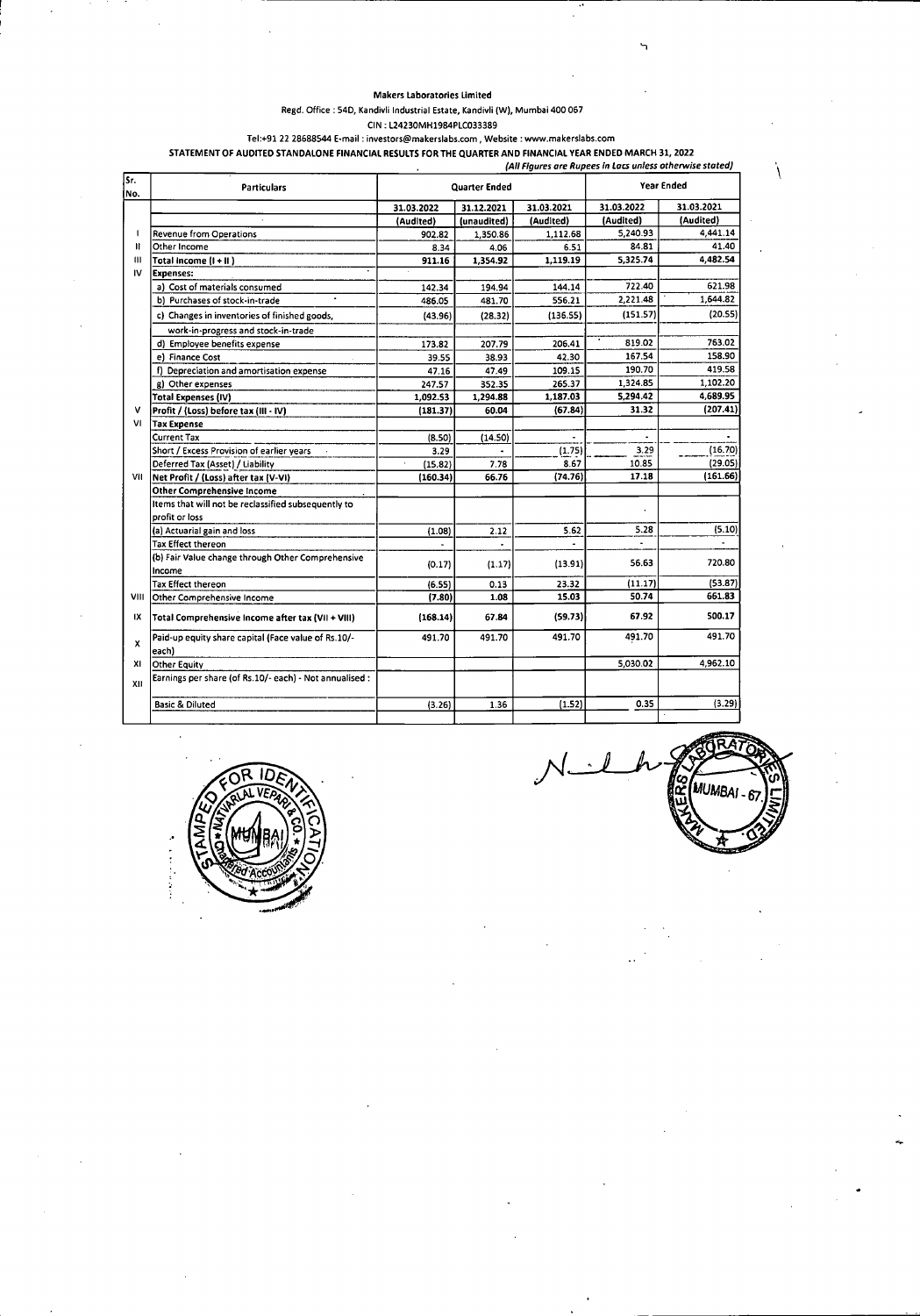**Makers Laboratories Limited**

Regd. Office : 54D, Kandivli Industrial Estate, Kandivli (W), Mumbai 400 067

CIN : L24230MH1984PLC033389

Tel:+91 22 28688544 E-mail : investors@makerslabs.com , Website : www.makerslabs.com

**STATEMENT OF AUDITED STANDALONE FINANCIAL RESULTS FOR THE QUARTER AND FINANCIAL YEAR ENDED MARCH 31, 2022**

*(All Figures are Rupees in Lacs unless otherwise stated)*

| Sr. No. | Particulars | Quarter Ended | | | Year Ended | |
|---|---|---|---|---|---|---|
| | | 31.03.2022 | 31.12.2021 | 31.03.2021 | 31.03.2022 | 31.03.2021 |
| | | (Audited) | (unaudited) | (Audited) | (Audited) | (Audited) |
| I | Revenue from Operations | 902.82 | 1,350.86 | 1,112.68 | 5,240.93 | 4,441.14 |
| II | Other Income | 8.34 | 4.06 | 6.51 | 84.81 | 41.40 |
| III | **Total Income (I + II)** | **911.16** | **1,354.92** | **1,119.19** | **5,325.74** | **4,482.54** |
| IV | **Expenses:** | | | | | |
| | a) Cost of materials consumed | 142.34 | 194.94 | 144.14 | 722.40 | 621.98 |
| | b) Purchases of stock-in-trade | 486.05 | 481.70 | 556.21 | 2,221.48 | 1,644.82 |
| | c) Changes in inventories of finished goods, work-in-progress and stock-in-trade | (43.96) | (28.32) | (136.55) | (151.57) | (20.55) |
| | d) Employee benefits expense | 173.82 | 207.79 | 206.41 | 819.02 | 763.02 |
| | e) Finance Cost | 39.55 | 38.93 | 42.30 | 167.54 | 158.90 |
| | f) Depreciation and amortisation expense | 47.16 | 47.49 | 109.15 | 190.70 | 419.58 |
| | g) Other expenses | 247.57 | 352.35 | 265.37 | 1,324.85 | 1,102.20 |
| | **Total Expenses (IV)** | **1,092.53** | **1,294.88** | **1,187.03** | **5,294.42** | **4,689.95** |
| V | **Profit / (Loss) before tax (III - IV)** | **(181.37)** | **60.04** | **(67.84)** | **31.32** | **(207.41)** |
| VI | **Tax Expense** | | | | | |
| | Current Tax | (8.50) | (14.50) | - | - | - |
| | Short / Excess Provision of earlier years | 3.29 | - | (1.75) | 3.29 | (16.70) |
| | Deferred Tax (Asset) / Liability | (15.82) | 7.78 | 8.67 | 10.85 | (29.05) |
| VII | **Net Profit / (Loss) after tax (V-VI)** | **(160.34)** | **66.76** | **(74.76)** | **17.18** | **(161.66)** |
| | **Other Comprehensive Income** | | | | | |
| | Items that will not be reclassified subsequently to profit or loss | | | | | |
| | (a) Actuarial gain and loss | (1.08) | 2.12 | 5.62 | 5.28 | (5.10) |
| | Tax Effect thereon | - | - | - | - | - |
| | (b) Fair Value change through Other Comprehensive Income | (0.17) | (1.17) | (13.91) | 56.63 | 720.80 |
| | Tax Effect thereon | (6.55) | 0.13 | 23.32 | (11.17) | (53.87) |
| VIII | Other Comprehensive Income | (7.80) | 1.08 | 15.03 | 50.74 | 661.83 |
| IX | **Total Comprehensive Income after tax (VII + VIII)** | **(168.14)** | **67.84** | **(59.73)** | **67.92** | **500.17** |
| X | Paid-up equity share capital (Face value of Rs.10/- each) | 491.70 | 491.70 | 491.70 | 491.70 | 491.70 |
| XI | Other Equity | | | | 5,030.02 | 4,962.10 |
| XII | Earnings per share (of Rs.10/- each) - Not annualised : | | | | | |
| | Basic & Diluted | (3.26) | 1.36 | (1.52) | 0.35 | (3.29) |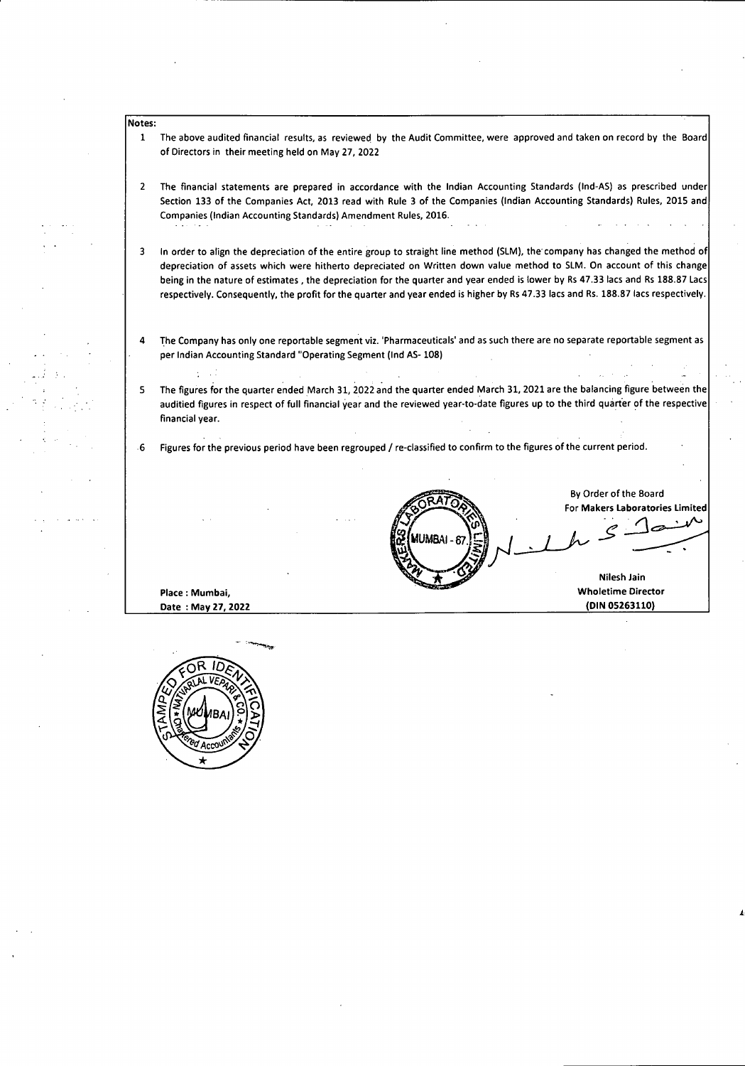**Notes:**

1. The above audited financial results, as reviewed by the Audit Committee, were approved and taken on record by the Board of Directors in their meeting held on May 27, 2022

2. The financial statements are prepared in accordance with the Indian Accounting Standards (Ind-AS) as prescribed under Section 133 of the Companies Act, 2013 read with Rule 3 of the Companies (Indian Accounting Standards) Rules, 2015 and Companies (Indian Accounting Standards) Amendment Rules, 2016.

3. In order to align the depreciation of the entire group to straight line method (SLM), the company has changed the method of depreciation of assets which were hitherto depreciated on Written down value method to SLM. On account of this change being in the nature of estimates , the depreciation for the quarter and year ended is lower by Rs 47.33 lacs and Rs 188.87 Lacs respectively. Consequently, the profit for the quarter and year ended is higher by Rs 47.33 lacs and Rs. 188.87 lacs respectively.

4. The Company has only one reportable segment viz. 'Pharmaceuticals' and as such there are no separate reportable segment as per Indian Accounting Standard "Operating Segment (Ind AS- 108)

5. The figures for the quarter ended March 31, 2022 and the quarter ended March 31, 2021 are the balancing figure between the auditied figures in respect of full financial year and the reviewed year-to-date figures up to the third quarter of the respective financial year.

6. Figures for the previous period have been regrouped / re-classified to confirm to the figures of the current period.

By Order of the Board
For **Makers Laboratories Limited**

**Nilesh Jain**
**Wholetime Director**
**(DIN 05263110)**

**Place : Mumbai,**
**Date : May 27, 2022**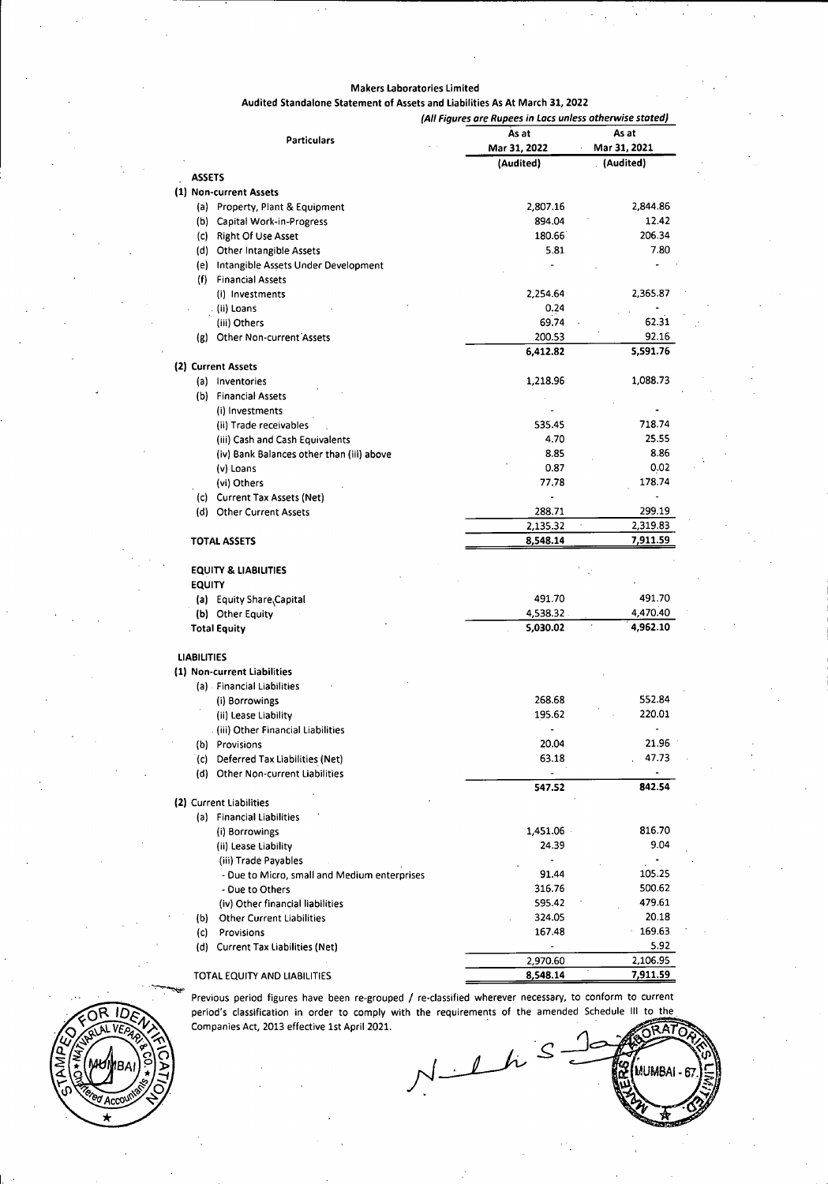**Makers Laboratories Limited**

**Audited Standalone Statement of Assets and Liabilities As At March 31, 2022**

*(All Figures are Rupees in Lacs unless otherwise stated)*

| Particulars | As at Mar 31, 2022 (Audited) | As at Mar 31, 2021 (Audited) |
|---|---|---|
| **ASSETS** | | |
| **(1) Non-current Assets** | | |
| (a) Property, Plant & Equipment | 2,807.16 | 2,844.86 |
| (b) Capital Work-in-Progress | 894.04 | 12.42 |
| (c) Right Of Use Asset | 180.66 | 206.34 |
| (d) Other Intangible Assets | 5.81 | 7.80 |
| (e) Intangible Assets Under Development | - | - |
| (f) Financial Assets | | |
| (i) Investments | 2,254.64 | 2,365.87 |
| (ii) Loans | 0.24 | - |
| (iii) Others | 69.74 | 62.31 |
| (g) Other Non-current Assets | 200.53 | 92.16 |
| | 6,412.82 | 5,591.76 |
| **(2) Current Assets** | | |
| (a) Inventories | 1,218.96 | 1,088.73 |
| (b) Financial Assets | | |
| (i) Investments | - | - |
| (ii) Trade receivables | 535.45 | 718.74 |
| (iii) Cash and Cash Equivalents | 4.70 | 25.55 |
| (iv) Bank Balances other than (iii) above | 8.85 | 8.86 |
| (v) Loans | 0.87 | 0.02 |
| (vi) Others | 77.78 | 178.74 |
| (c) Current Tax Assets (Net) | - | - |
| (d) Other Current Assets | 288.71 | 299.19 |
| | 2,135.32 | 2,319.83 |
| **TOTAL ASSETS** | **8,548.14** | **7,911.59** |
| **EQUITY & LIABILITIES** | | |
| **EQUITY** | | |
| (a) Equity Share Capital | 491.70 | 491.70 |
| (b) Other Equity | 4,538.32 | 4,470.40 |
| **Total Equity** | **5,030.02** | **4,962.10** |
| **LIABILITIES** | | |
| **(1) Non-current Liabilities** | | |
| (a) Financial Liabilities | | |
| (i) Borrowings | 268.68 | 552.84 |
| (ii) Lease Liability | 195.62 | 220.01 |
| (iii) Other Financial Liabilities | - | - |
| (b) Provisions | 20.04 | 21.96 |
| (c) Deferred Tax Liabilities (Net) | 63.18 | 47.73 |
| (d) Other Non-current Liabilities | - | - |
| | **547.52** | **842.54** |
| **(2) Current Liabilities** | | |
| (a) Financial Liabilities | | |
| (i) Borrowings | 1,451.06 | 816.70 |
| (ii) Lease Liability | 24.39 | 9.04 |
| (iii) Trade Payables | - | - |
| - Due to Micro, small and Medium enterprises | 91.44 | 105.25 |
| - Due to Others | 316.76 | 500.62 |
| (iv) Other financial liabilities | 595.42 | 479.61 |
| (b) Other Current Liabilities | 324.05 | 20.18 |
| (c) Provisions | 167.48 | 169.63 |
| (d) Current Tax Liabilities (Net) | - | 5.92 |
| | 2,970.60 | 2,106.95 |
| TOTAL EQUITY AND LIABILITIES | **8,548.14** | **7,911.59** |

Previous period figures have been re-grouped / re-classified wherever necessary, to conform to current period's classification in order to comply with the requirements of the amended Schedule III to the Companies Act, 2013 effective 1st April 2021.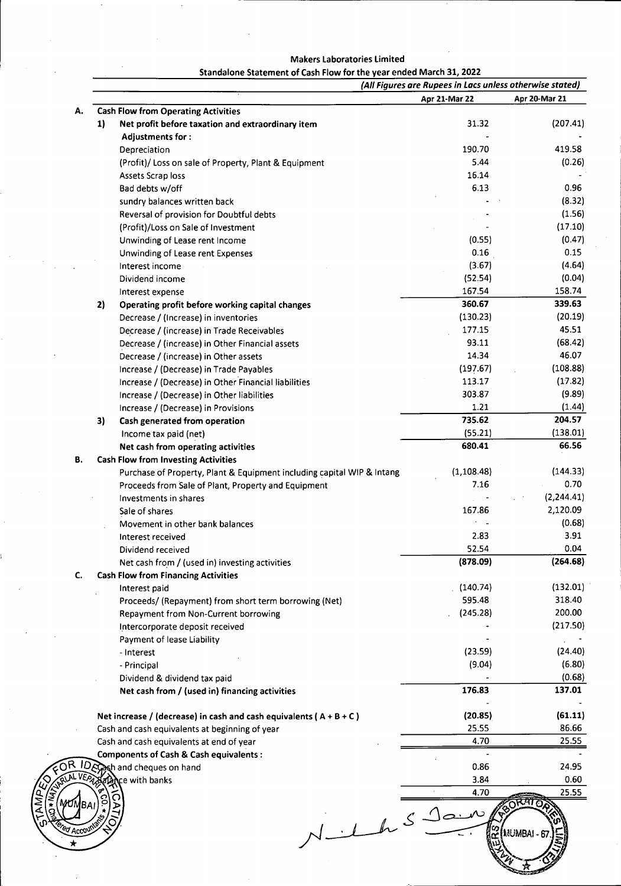**Makers Laboratories Limited**

**Standalone Statement of Cash Flow for the year ended March 31, 2022**

*(All Figures are Rupees in Lacs unless otherwise stated)*

| | | | Apr 21-Mar 22 | Apr 20-Mar 21 |
|---|---|---|---|---|
| **A.** | | **Cash Flow from Operating Activities** | | |
| | **1)** | **Net profit before taxation and extraordinary item** | 31.32 | (207.41) |
| | | **Adjustments for :** | - | - |
| | | Depreciation | 190.70 | 419.58 |
| | | (Profit)/ Loss on sale of Property, Plant & Equipment | 5.44 | (0.26) |
| | | Assets Scrap loss | 16.14 | - |
| | | Bad debts w/off | 6.13 | 0.96 |
| | | sundry balances written back | - | (8.32) |
| | | Reversal of provision for Doubtful debts | - | (1.56) |
| | | (Profit)/Loss on Sale of Investment | - | (17.10) |
| | | Unwinding of Lease rent Income | (0.55) | (0.47) |
| | | Unwinding of Lease rent Expenses | 0.16 | 0.15 |
| | | Interest income | (3.67) | (4.64) |
| | | Dividend income | (52.54) | (0.04) |
| | | Interest expense | 167.54 | 158.74 |
| | **2)** | **Operating profit before working capital changes** | **360.67** | **339.63** |
| | | Decrease / (Increase) in inventories | (130.23) | (20.19) |
| | | Decrease / (increase) in Trade Receivables | 177.15 | 45.51 |
| | | Decrease / (increase) in Other Financial assets | 93.11 | (68.42) |
| | | Decrease / (increase) in Other assets | 14.34 | 46.07 |
| | | Increase / (Decrease) in Trade Payables | (197.67) | (108.88) |
| | | Increase / (Decrease) in Other Financial liabilities | 113.17 | (17.82) |
| | | Increase / (Decrease) in Other liabilities | 303.87 | (9.89) |
| | | Increase / (Decrease) in Provisions | 1.21 | (1.44) |
| | **3)** | **Cash generated from operation** | **735.62** | **204.57** |
| | | Income tax paid (net) | (55.21) | (138.01) |
| | | **Net cash from operating activities** | **680.41** | **66.56** |
| **B.** | | **Cash Flow from Investing Activities** | | |
| | | Purchase of Property, Plant & Equipment including capital WIP & Intang | (1,108.48) | (144.33) |
| | | Proceeds from Sale of Plant, Property and Equipment | 7.16 | 0.70 |
| | | Investments in shares | - | (2,244.41) |
| | | Sale of shares | 167.86 | 2,120.09 |
| | | Movement in other bank balances | - | (0.68) |
| | | Interest received | 2.83 | 3.91 |
| | | Dividend received | 52.54 | 0.04 |
| | | Net cash from / (used in) investing activities | **(878.09)** | **(264.68)** |
| **C.** | | **Cash Flow from Financing Activities** | | |
| | | Interest paid | (140.74) | (132.01) |
| | | Proceeds/ (Repayment) from short term borrowing (Net) | 595.48 | 318.40 |
| | | Repayment from Non-Current borrowing | (245.28) | 200.00 |
| | | Intercorporate deposit received | - | (217.50) |
| | | Payment of lease Liability | - | - |
| | | - Interest | (23.59) | (24.40) |
| | | - Principal | (9.04) | (6.80) |
| | | Dividend & dividend tax paid | - | (0.68) |
| | | **Net cash from / (used in) financing activities** | **176.83** | **137.01** |
| | | | - | - |
| | | **Net increase / (decrease) in cash and cash equivalents ( A + B + C )** | **(20.85)** | **(61.11)** |
| | | Cash and cash equivalents at beginning of year | 25.55 | 86.66 |
| | | Cash and cash equivalents at end of year | 4.70 | 25.55 |
| | | **Components of Cash & Cash equivalents :** | - | - |
| | | Cash and cheques on hand | 0.86 | 24.95 |
| | | Balance with banks | 3.84 | 0.60 |
| | | | 4.70 | 25.55 |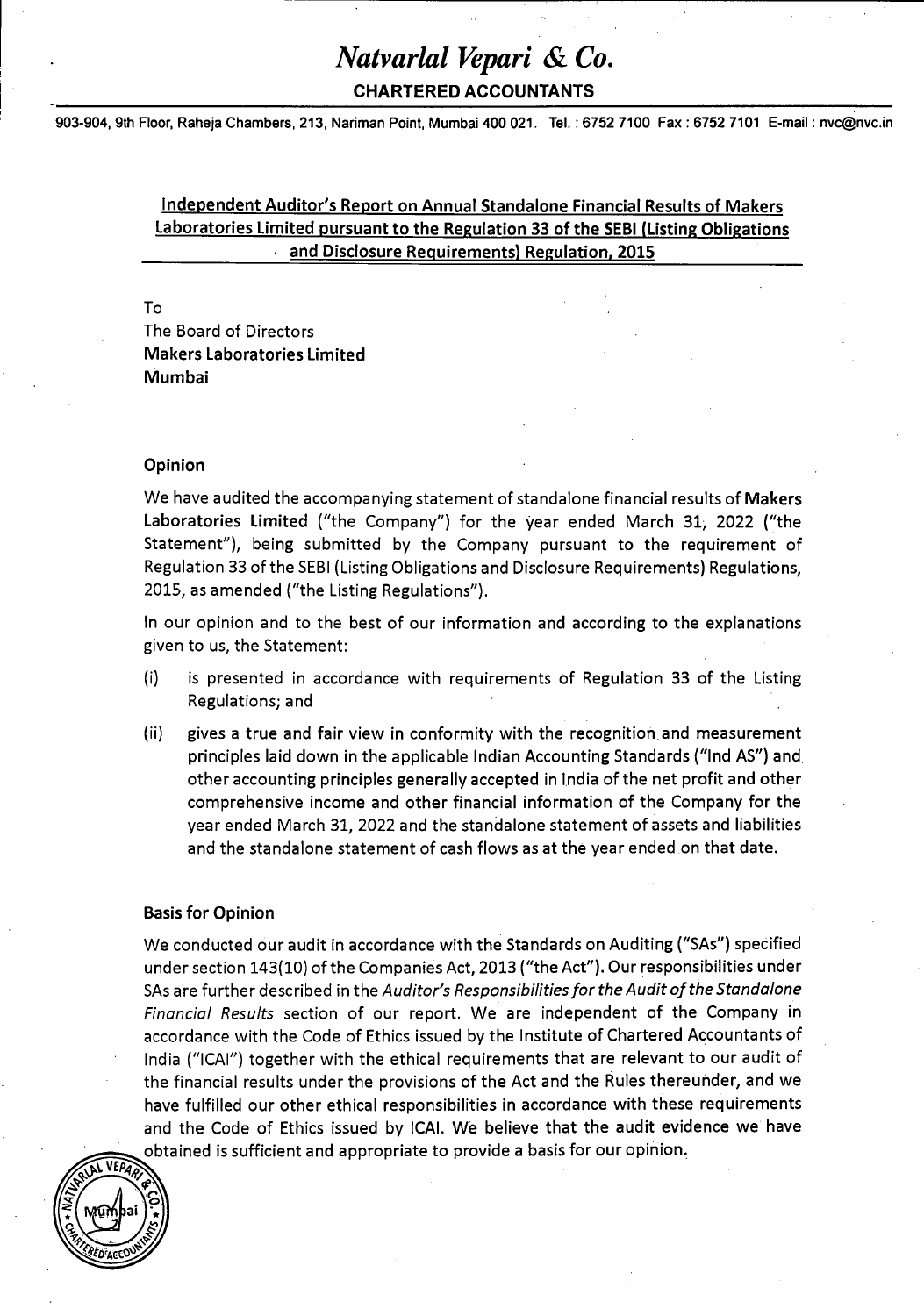# Natvarlal Vepari & Co.

**CHARTERED ACCOUNTANTS**

903-904, 9th Floor, Raheja Chambers, 213, Nariman Point, Mumbai 400 021. Tel. : 6752 7100 Fax : 6752 7101 E-mail : nvc@nvc.in

## Independent Auditor's Report on Annual Standalone Financial Results of Makers Laboratories Limited pursuant to the Regulation 33 of the SEBI (Listing Obligations and Disclosure Requirements) Regulation, 2015

To
The Board of Directors
**Makers Laboratories Limited**
**Mumbai**

### Opinion

We have audited the accompanying statement of standalone financial results of **Makers Laboratories Limited** ("the Company") for the year ended March 31, 2022 ("the Statement"), being submitted by the Company pursuant to the requirement of Regulation 33 of the SEBI (Listing Obligations and Disclosure Requirements) Regulations, 2015, as amended ("the Listing Regulations").

In our opinion and to the best of our information and according to the explanations given to us, the Statement:

(i) is presented in accordance with requirements of Regulation 33 of the Listing Regulations; and

(ii) gives a true and fair view in conformity with the recognition and measurement principles laid down in the applicable Indian Accounting Standards ("Ind AS") and other accounting principles generally accepted in India of the net profit and other comprehensive income and other financial information of the Company for the year ended March 31, 2022 and the standalone statement of assets and liabilities and the standalone statement of cash flows as at the year ended on that date.

### Basis for Opinion

We conducted our audit in accordance with the Standards on Auditing ("SAs") specified under section 143(10) of the Companies Act, 2013 ("the Act"). Our responsibilities under SAs are further described in the *Auditor's Responsibilities for the Audit of the Standalone Financial Results* section of our report. We are independent of the Company in accordance with the Code of Ethics issued by the Institute of Chartered Accountants of India ("ICAI") together with the ethical requirements that are relevant to our audit of the financial results under the provisions of the Act and the Rules thereunder, and we have fulfilled our other ethical responsibilities in accordance with these requirements and the Code of Ethics issued by ICAI. We believe that the audit evidence we have obtained is sufficient and appropriate to provide a basis for our opinion.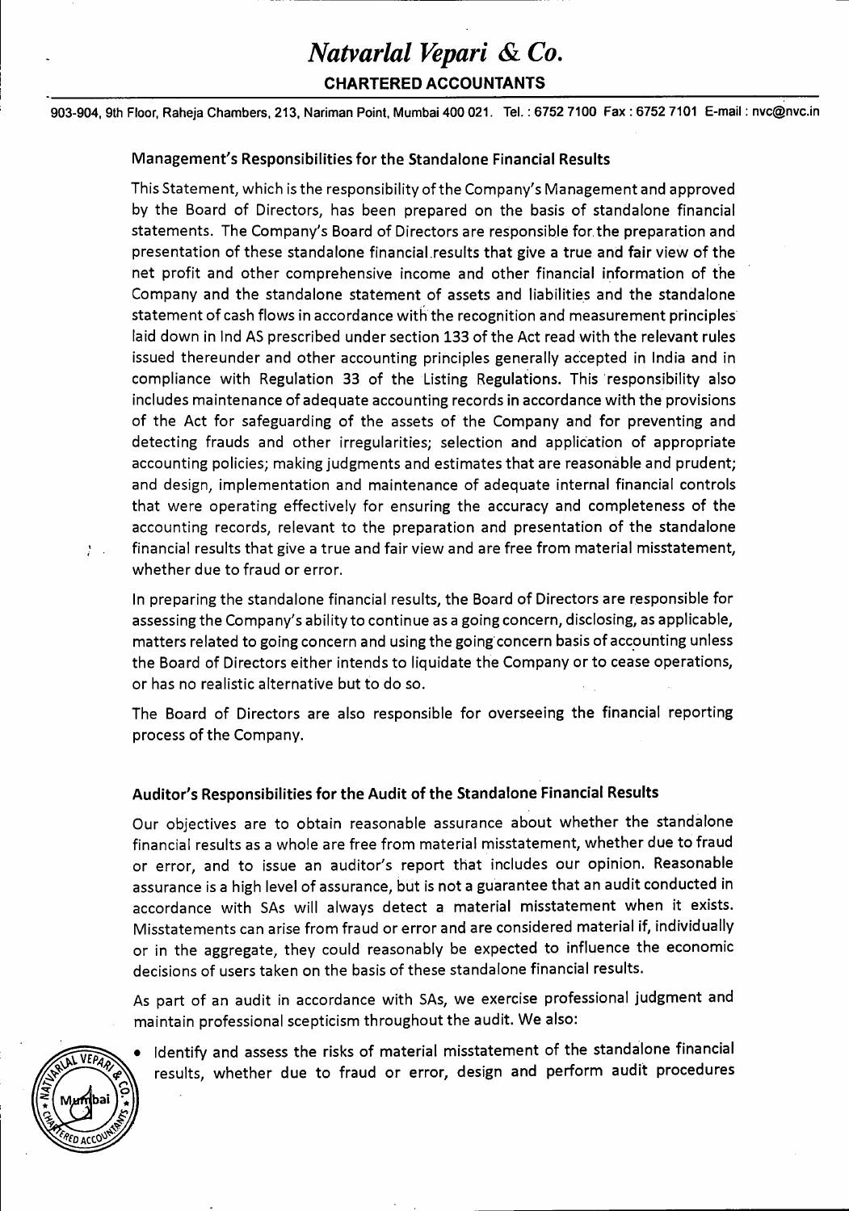## Management's Responsibilities for the Standalone Financial Results

This Statement, which is the responsibility of the Company's Management and approved by the Board of Directors, has been prepared on the basis of standalone financial statements. The Company's Board of Directors are responsible for the preparation and presentation of these standalone financial results that give a true and fair view of the net profit and other comprehensive income and other financial information of the Company and the standalone statement of assets and liabilities and the standalone statement of cash flows in accordance with the recognition and measurement principles laid down in Ind AS prescribed under section 133 of the Act read with the relevant rules issued thereunder and other accounting principles generally accepted in India and in compliance with Regulation 33 of the Listing Regulations. This responsibility also includes maintenance of adequate accounting records in accordance with the provisions of the Act for safeguarding of the assets of the Company and for preventing and detecting frauds and other irregularities; selection and application of appropriate accounting policies; making judgments and estimates that are reasonable and prudent; and design, implementation and maintenance of adequate internal financial controls that were operating effectively for ensuring the accuracy and completeness of the accounting records, relevant to the preparation and presentation of the standalone financial results that give a true and fair view and are free from material misstatement, whether due to fraud or error.

In preparing the standalone financial results, the Board of Directors are responsible for assessing the Company's ability to continue as a going concern, disclosing, as applicable, matters related to going concern and using the going concern basis of accounting unless the Board of Directors either intends to liquidate the Company or to cease operations, or has no realistic alternative but to do so.

The Board of Directors are also responsible for overseeing the financial reporting process of the Company.

## Auditor's Responsibilities for the Audit of the Standalone Financial Results

Our objectives are to obtain reasonable assurance about whether the standalone financial results as a whole are free from material misstatement, whether due to fraud or error, and to issue an auditor's report that includes our opinion. Reasonable assurance is a high level of assurance, but is not a guarantee that an audit conducted in accordance with SAs will always detect a material misstatement when it exists. Misstatements can arise from fraud or error and are considered material if, individually or in the aggregate, they could reasonably be expected to influence the economic decisions of users taken on the basis of these standalone financial results.

As part of an audit in accordance with SAs, we exercise professional judgment and maintain professional scepticism throughout the audit. We also:

- Identify and assess the risks of material misstatement of the standalone financial results, whether due to fraud or error, design and perform audit procedures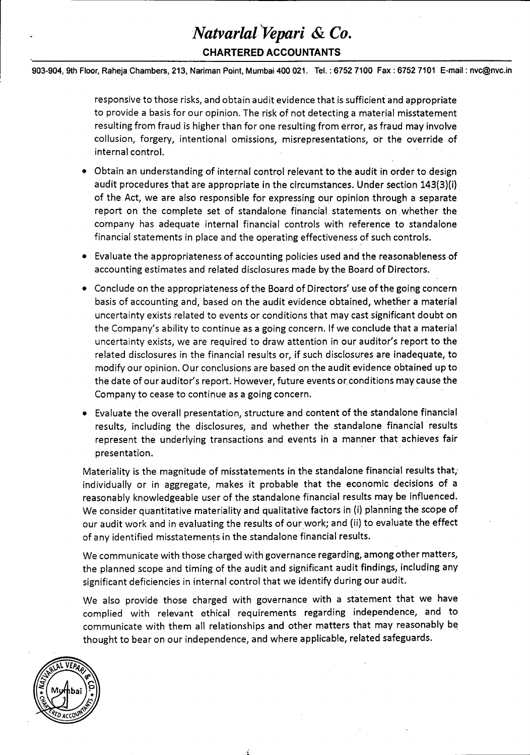responsive to those risks, and obtain audit evidence that is sufficient and appropriate to provide a basis for our opinion. The risk of not detecting a material misstatement resulting from fraud is higher than for one resulting from error, as fraud may involve collusion, forgery, intentional omissions, misrepresentations, or the override of internal control.

- Obtain an understanding of internal control relevant to the audit in order to design audit procedures that are appropriate in the circumstances. Under section 143(3)(i) of the Act, we are also responsible for expressing our opinion through a separate report on the complete set of standalone financial statements on whether the company has adequate internal financial controls with reference to standalone financial statements in place and the operating effectiveness of such controls.
- Evaluate the appropriateness of accounting policies used and the reasonableness of accounting estimates and related disclosures made by the Board of Directors.
- Conclude on the appropriateness of the Board of Directors' use of the going concern basis of accounting and, based on the audit evidence obtained, whether a material uncertainty exists related to events or conditions that may cast significant doubt on the Company's ability to continue as a going concern. If we conclude that a material uncertainty exists, we are required to draw attention in our auditor's report to the related disclosures in the financial results or, if such disclosures are inadequate, to modify our opinion. Our conclusions are based on the audit evidence obtained up to the date of our auditor's report. However, future events or conditions may cause the Company to cease to continue as a going concern.
- Evaluate the overall presentation, structure and content of the standalone financial results, including the disclosures, and whether the standalone financial results represent the underlying transactions and events in a manner that achieves fair presentation.

Materiality is the magnitude of misstatements in the standalone financial results that, individually or in aggregate, makes it probable that the economic decisions of a reasonably knowledgeable user of the standalone financial results may be influenced. We consider quantitative materiality and qualitative factors in (i) planning the scope of our audit work and in evaluating the results of our work; and (ii) to evaluate the effect of any identified misstatements in the standalone financial results.

We communicate with those charged with governance regarding, among other matters, the planned scope and timing of the audit and significant audit findings, including any significant deficiencies in internal control that we identify during our audit.

We also provide those charged with governance with a statement that we have complied with relevant ethical requirements regarding independence, and to communicate with them all relationships and other matters that may reasonably be thought to bear on our independence, and where applicable, related safeguards.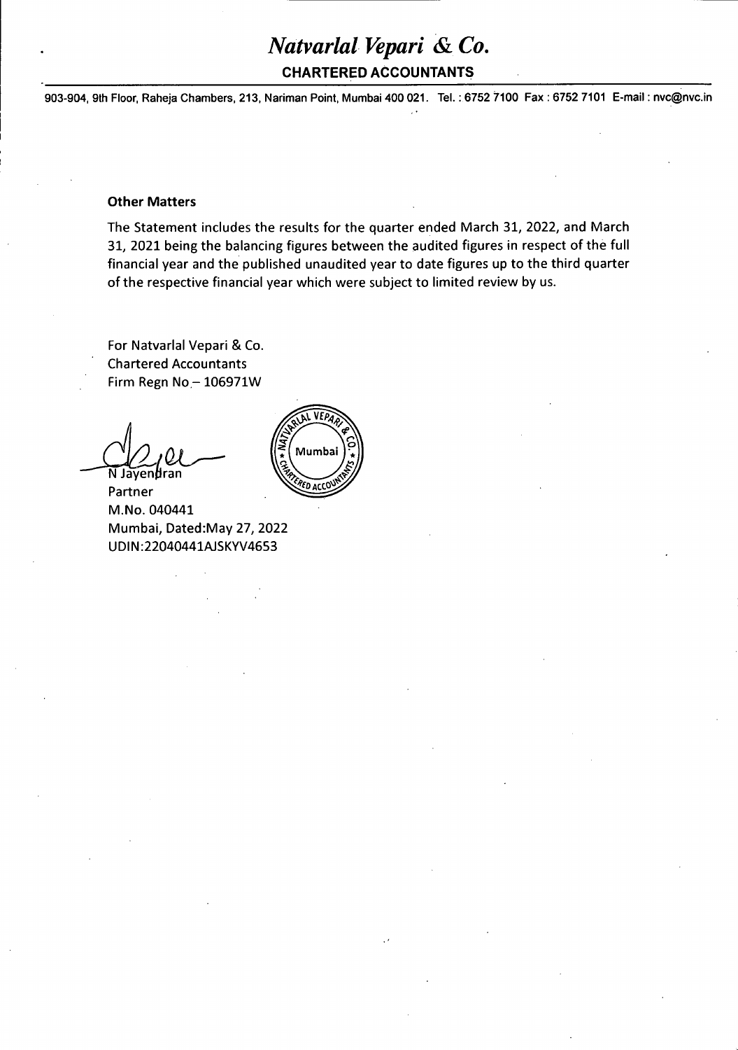# *Natvarlal Vepari & Co.*

**CHARTERED ACCOUNTANTS**

903-904, 9th Floor, Raheja Chambers, 213, Nariman Point, Mumbai 400 021. Tel. : 6752 7100 Fax : 6752 7101 E-mail : nvc@nvc.in

**Other Matters**

The Statement includes the results for the quarter ended March 31, 2022, and March 31, 2021 being the balancing figures between the audited figures in respect of the full financial year and the published unaudited year to date figures up to the third quarter of the respective financial year which were subject to limited review by us.

For Natvarlal Vepari & Co.
Chartered Accountants
Firm Regn No.– 106971W

N Jayendran
Partner
M.No. 040441
Mumbai, Dated:May 27, 2022
UDIN:22040441AJSKYV4653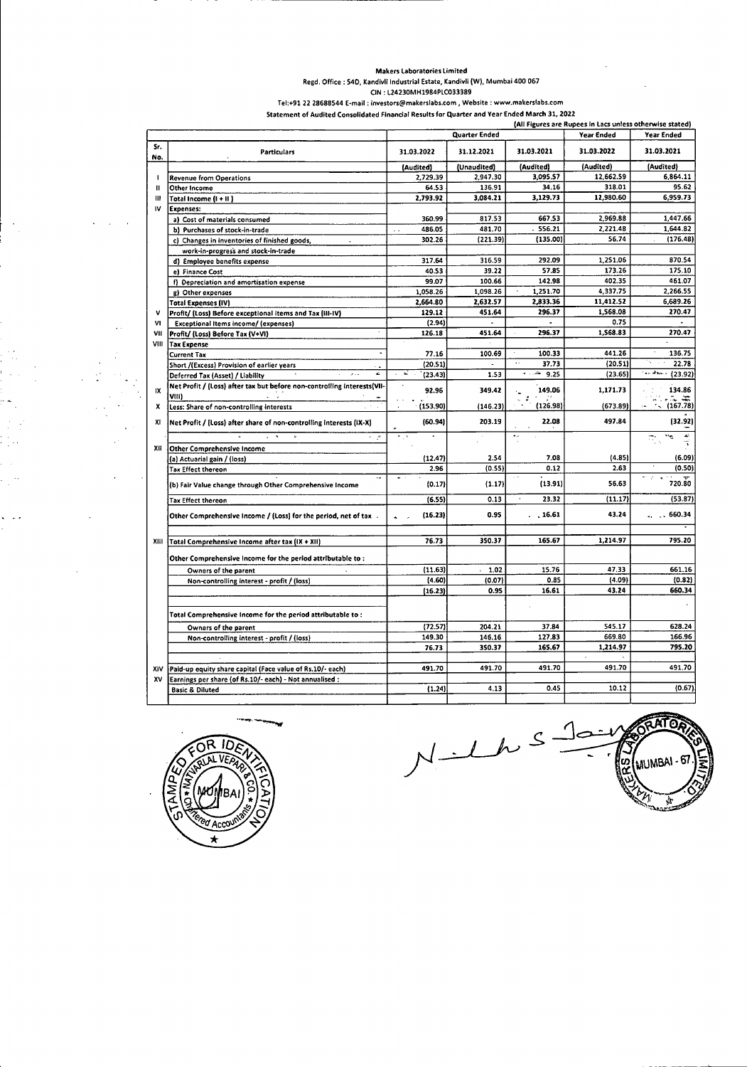**Makers Laboratories Limited**

**Regd. Office : 54D, Kandivli Industrial Estate, Kandivli (W), Mumbai 400 067**

**CIN : L24230MH1984PLC033389**

**Tel:+91 22 28688544 E-mail : investors@makerslabs.com , Website : www.makerslabs.com**

**Statement of Audited Consolidated Financial Results for Quarter and Year Ended March 31, 2022**

(All Figures are Rupees in Lacs unless otherwise stated)

| Sr. No. | Particulars | Quarter Ended | | | Year Ended | Year Ended |
|---|---|---|---|---|---|---|
| | | 31.03.2022 | 31.12.2021 | 31.03.2021 | 31.03.2022 | 31.03.2021 |
| | | (Audited) | (Unaudited) | (Audited) | (Audited) | (Audited) |
| I | Revenue from Operations | 2,729.39 | 2,947.30 | 3,095.57 | 12,662.59 | 6,864.11 |
| II | Other Income | 64.53 | 136.91 | 34.16 | 318.01 | 95.62 |
| III | Total Income (I + II ) | 2,793.92 | 3,084.21 | 3,129.73 | 12,980.60 | 6,959.73 |
| IV | Expenses: | | | | | |
| | a) Cost of materials consumed | 360.99 | 817.53 | 667.53 | 2,969.88 | 1,447.66 |
| | b) Purchases of stock-in-trade | 486.05 | 481.70 | 556.21 | 2,221.48 | 1,644.82 |
| | c) Changes in inventories of finished goods, work-in-progress and stock-in-trade | 302.26 | (221.39) | (135.00) | 56.74 | (176.48) |
| | d) Employee benefits expense | 317.64 | 316.59 | 292.09 | 1,251.06 | 870.54 |
| | e) Finance Cost | 40.53 | 39.22 | 57.85 | 173.26 | 175.10 |
| | f) Depreciation and amortisation expense | 99.07 | 100.66 | 142.98 | 402.35 | 461.07 |
| | g) Other expenses | 1,058.26 | 1,098.26 | 1,251.70 | 4,337.75 | 2,266.55 |
| | Total Expenses (IV) | 2,664.80 | 2,632.57 | 2,833.36 | 11,412.52 | 6,689.26 |
| V | Profit/ (Loss) Before exceptional items and Tax (III-IV) | 129.12 | 451.64 | 296.37 | 1,568.08 | 270.47 |
| VI | Exceptional items income/ (expenses) | (2.94) | - | - | 0.75 | - |
| VII | Profit/ (Loss) Before Tax (V+VI) | 126.18 | 451.64 | 296.37 | 1,568.83 | 270.47 |
| VIII | Tax Expense | | | | | |
| | Current Tax | 77.16 | 100.69 | 100.33 | 441.26 | 136.75 |
| | Short /(Excess) Provision of earlier years | (20.51) | - | 37.73 | (20.51) | 22.78 |
| | Deferred Tax (Asset) / Liability | (23.43) | 1.53 | 9.25 | (23.65) | (23.92) |
| IX | Net Profit / (Loss) after tax but before non-controlling interests(VII-VIII) | 92.96 | 349.42 | 149.06 | 1,171.73 | 134.86 |
| X | Less: Share of non-controlling interests | (153.90) | (146.23) | (126.98) | (673.89) | (167.78) |
| XI | Net Profit / (Loss) after tax and share of non-controlling interests (IX-X) | (60.94) | 203.19 | 22.08 | 497.84 | (32.92) |
| XII | Other Comprehensive Income | | | | | |
| | (a) Actuarial gain / (loss) | (12.47) | 2.54 | 7.08 | (4.85) | (6.09) |
| | Tax Effect thereon | 2.96 | (0.55) | 0.12 | 2.63 | (0.50) |
| | (b) Fair Value change through Other Comprehensive Income | (0.17) | (1.17) | (13.91) | 56.63 | 720.80 |
| | Tax Effect thereon | (6.55) | 0.13 | 23.32 | (11.17) | (53.87) |
| | Other Comprehensive Income / (Loss) for the period, net of tax | (16.23) | 0.95 | 16.61 | 43.24 | 660.34 |
| XIII | Total Comprehensive Income after tax (IX + XII) | 76.73 | 350.37 | 165.67 | 1,214.97 | 795.20 |
| | Other Comprehensive Income for the period attributable to : | | | | | |
| | Owners of the parent | (11.63) | 1.02 | 15.76 | 47.33 | 661.16 |
| | Non-controlling interest - profit / (loss) | (4.60) | (0.07) | 0.85 | (4.09) | (0.82) |
| | | (16.23) | 0.95 | 16.61 | 43.24 | 660.34 |
| | Total Comprehensive Income for the period attributable to : | | | | | |
| | Owners of the parent | (72.57) | 204.21 | 37.84 | 545.17 | 628.24 |
| | Non-controlling interest - profit / (loss) | 149.30 | 146.16 | 127.83 | 669.80 | 166.96 |
| | | 76.73 | 350.37 | 165.67 | 1,214.97 | 795.20 |
| XIV | Paid-up equity share capital (Face value of Rs.10/- each) | 491.70 | 491.70 | 491.70 | 491.70 | 491.70 |
| XV | Earnings per share (of Rs.10/- each) - Not annualised : | | | | | |
| | Basic & Diluted | (1.24) | 4.13 | 0.45 | 10.12 | (0.67) |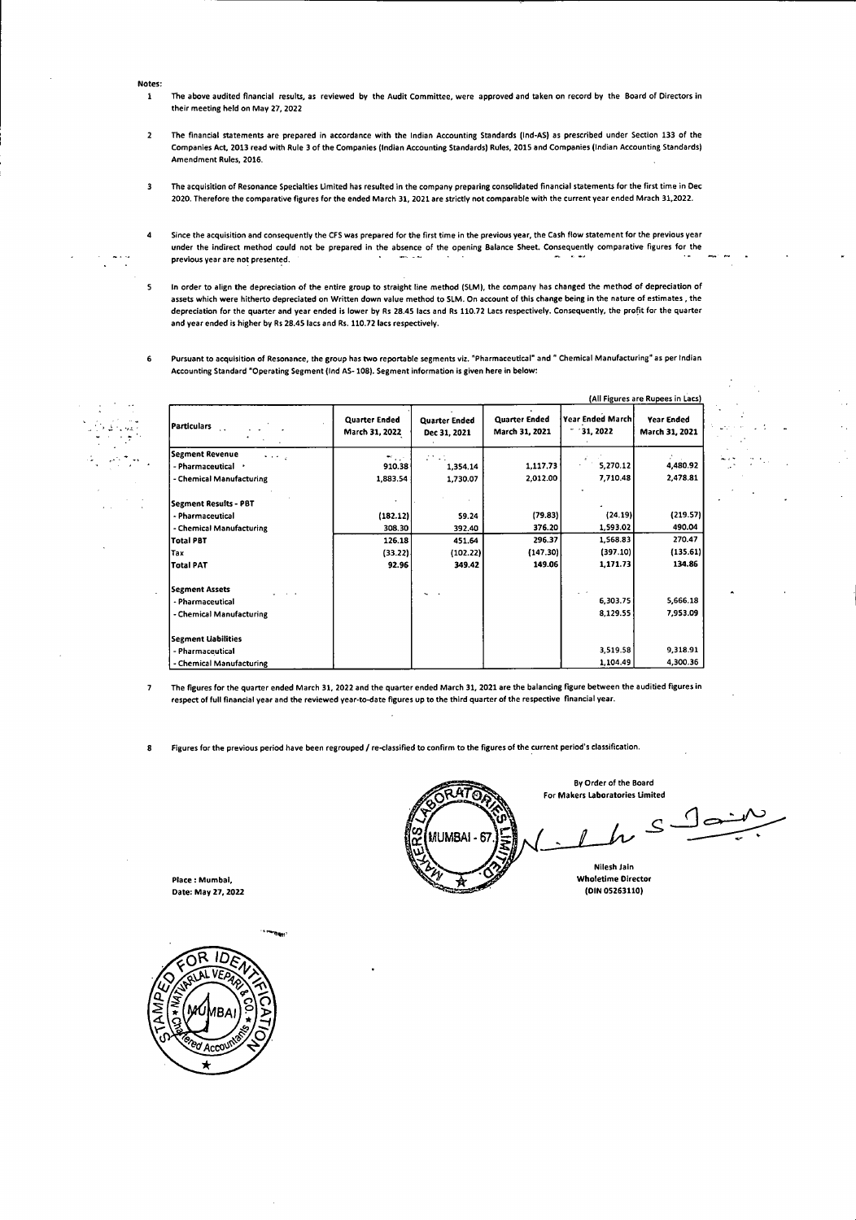Notes:

1. The above audited financial results, as reviewed by the Audit Committee, were approved and taken on record by the Board of Directors in their meeting held on May 27, 2022

2. The financial statements are prepared in accordance with the Indian Accounting Standards (Ind-AS) as prescribed under Section 133 of the Companies Act, 2013 read with Rule 3 of the Companies (Indian Accounting Standards) Rules, 2015 and Companies (Indian Accounting Standards) Amendment Rules, 2016.

3. The acquisition of Resonance Specialties Limited has resulted in the company preparing consolidated financial statements for the first time in Dec 2020. Therefore the comparative figures for the ended March 31, 2021 are strictly not comparable with the current year ended Mrach 31,2022.

4. Since the acquisition and consequently the CFS was prepared for the first time in the previous year, the Cash flow statement for the previous year under the indirect method could not be prepared in the absence of the opening Balance Sheet. Consequently comparative figures for the previous year are not presented.

5. In order to align the depreciation of the entire group to straight line method (SLM), the company has changed the method of depreciation of assets which were hitherto depreciated on Written down value method to SLM. On account of this change being in the nature of estimates , the depreciation for the quarter and year ended is lower by Rs 28.45 lacs and Rs 110.72 Lacs respectively. Consequently, the profit for the quarter and year ended is higher by Rs 28.45 lacs and Rs. 110.72 lacs respectively.

6. Pursuant to acquisition of Resonance, the group has two reportable segments viz. "Pharmaceutical" and " Chemical Manufacturing" as per Indian Accounting Standard "Operating Segment (Ind AS- 108). Segment information is given here in below:

(All Figures are Rupees in Lacs)

| Particulars | Quarter Ended March 31, 2022 | Quarter Ended Dec 31, 2021 | Quarter Ended March 31, 2021 | Year Ended March 31, 2022 | Year Ended March 31, 2021 |
|---|---|---|---|---|---|
| **Segment Revenue** | | | | | |
| - Pharmaceutical | 910.38 | 1,354.14 | 1,117.73 | 5,270.12 | 4,480.92 |
| - Chemical Manufacturing | 1,883.54 | 1,730.07 | 2,012.00 | 7,710.48 | 2,478.81 |
| **Segment Results - PBT** | | | | | |
| - Pharmaceutical | (182.12) | 59.24 | (79.83) | (24.19) | (219.57) |
| - Chemical Manufacturing | 308.30 | 392.40 | 376.20 | 1,593.02 | 490.04 |
| **Total PBT** | 126.18 | 451.64 | 296.37 | 1,568.83 | 270.47 |
| Tax | (33.22) | (102.22) | (147.30) | (397.10) | (135.61) |
| **Total PAT** | 92.96 | 349.42 | 149.06 | 1,171.73 | 134.86 |
| **Segment Assets** | | | | | |
| - Pharmaceutical | | | | 6,303.75 | 5,666.18 |
| - Chemical Manufacturing | | | | 8,129.55 | 7,953.09 |
| **Segment Liabilities** | | | | | |
| - Pharmaceutical | | | | 3,519.58 | 9,318.91 |
| - Chemical Manufacturing | | | | 1,104.49 | 4,300.36 |

7. The figures for the quarter ended March 31, 2022 and the quarter ended March 31, 2021 are the balancing figure between the auditied figures in respect of full financial year and the reviewed year-to-date figures up to the third quarter of the respective financial year.

8. Figures for the previous period have been regrouped / re-classified to confirm to the figures of the current period's classification.

By Order of the Board
For Makers Laboratories Limited

Nilesh Jain
Wholetime Director
(DIN 05263110)

Place : Mumbai,
Date: May 27, 2022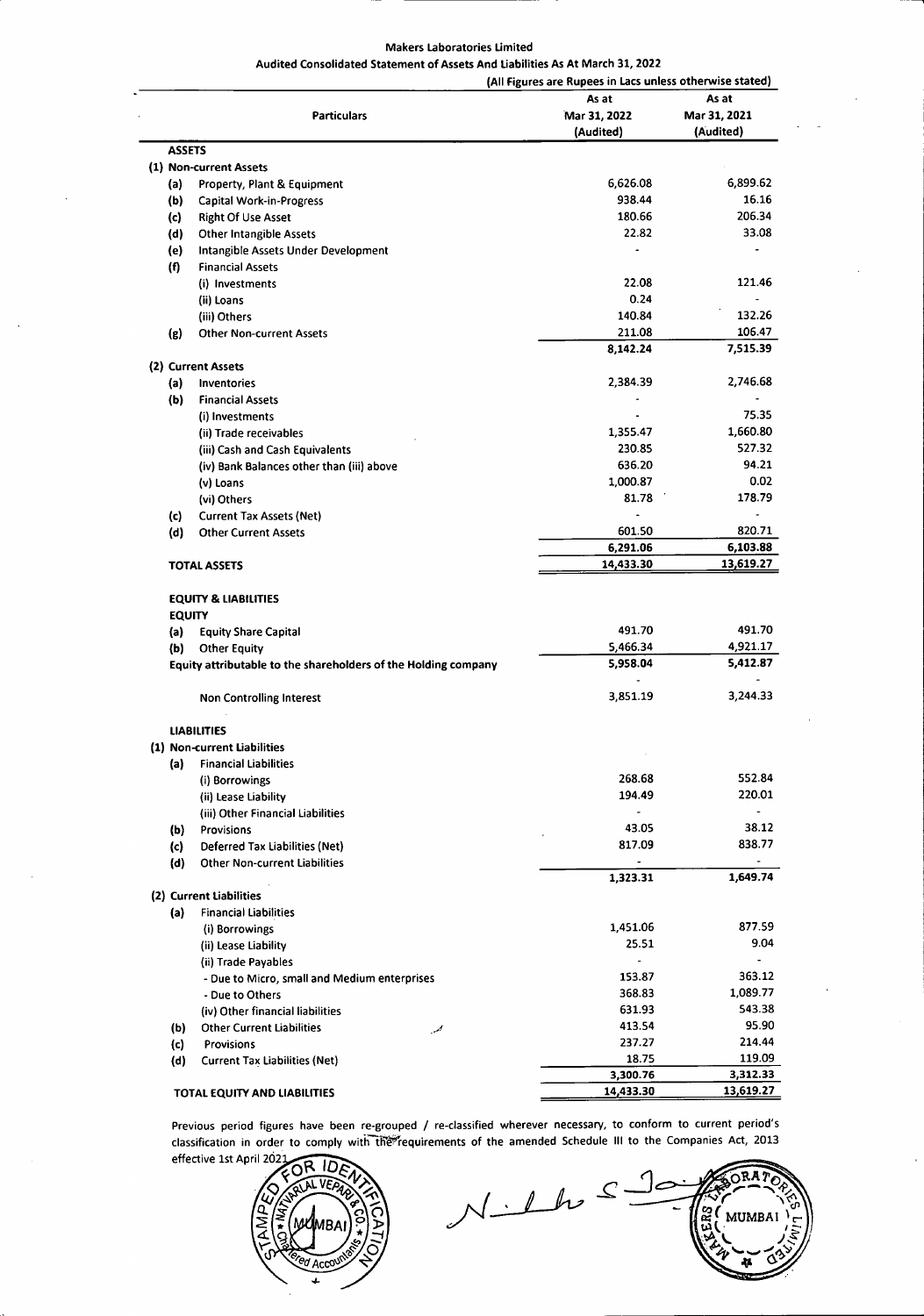# Makers Laboratories Limited

## Audited Consolidated Statement of Assets And Liabilities As At March 31, 2022

(All Figures are Rupees in Lacs unless otherwise stated)

| | Particulars | As at Mar 31, 2022 (Audited) | As at Mar 31, 2021 (Audited) |
|---|---|---|---|
| **ASSETS** | | | |
| **(1)** | **Non-current Assets** | | |
| (a) | Property, Plant & Equipment | 6,626.08 | 6,899.62 |
| (b) | Capital Work-in-Progress | 938.44 | 16.16 |
| (c) | Right Of Use Asset | 180.66 | 206.34 |
| (d) | Other Intangible Assets | 22.82 | 33.08 |
| (e) | Intangible Assets Under Development | - | - |
| (f) | Financial Assets | | |
| | (i) Investments | 22.08 | 121.46 |
| | (ii) Loans | 0.24 | - |
| | (iii) Others | 140.84 | 132.26 |
| (g) | Other Non-current Assets | 211.08 | 106.47 |
| | | **8,142.24** | **7,515.39** |
| **(2)** | **Current Assets** | | |
| (a) | Inventories | 2,384.39 | 2,746.68 |
| (b) | Financial Assets | - | - |
| | (i) Investments | - | 75.35 |
| | (ii) Trade receivables | 1,355.47 | 1,660.80 |
| | (iii) Cash and Cash Equivalents | 230.85 | 527.32 |
| | (iv) Bank Balances other than (iii) above | 636.20 | 94.21 |
| | (v) Loans | 1,000.87 | 0.02 |
| | (vi) Others | 81.78 | 178.79 |
| (c) | Current Tax Assets (Net) | - | - |
| (d) | Other Current Assets | 601.50 | 820.71 |
| | | **6,291.06** | **6,103.88** |
| | **TOTAL ASSETS** | **14,433.30** | **13,619.27** |
| **EQUITY & LIABILITIES** | | | |
| **EQUITY** | | | |
| (a) | Equity Share Capital | 491.70 | 491.70 |
| (b) | Other Equity | 5,466.34 | 4,921.17 |
| | **Equity attributable to the shareholders of the Holding company** | **5,958.04** | **5,412.87** |
| | | - | - |
| | Non Controlling Interest | 3,851.19 | 3,244.33 |
| **LIABILITIES** | | | |
| **(1)** | **Non-current Liabilities** | | |
| (a) | Financial Liabilities | | |
| | (i) Borrowings | 268.68 | 552.84 |
| | (ii) Lease Liability | 194.49 | 220.01 |
| | (iii) Other Financial Liabilities | - | - |
| (b) | Provisions | 43.05 | 38.12 |
| (c) | Deferred Tax Liabilities (Net) | 817.09 | 838.77 |
| (d) | Other Non-current Liabilities | - | - |
| | | **1,323.31** | **1,649.74** |
| **(2)** | **Current Liabilities** | | |
| (a) | Financial Liabilities | | |
| | (i) Borrowings | 1,451.06 | 877.59 |
| | (ii) Lease Liability | 25.51 | 9.04 |
| | (ii) Trade Payables | - | - |
| | - Due to Micro, small and Medium enterprises | 153.87 | 363.12 |
| | - Due to Others | 368.83 | 1,089.77 |
| | (iv) Other financial liabilities | 631.93 | 543.38 |
| (b) | Other Current Liabilities | 413.54 | 95.90 |
| (c) | Provisions | 237.27 | 214.44 |
| (d) | Current Tax Liabilities (Net) | 18.75 | 119.09 |
| | | **3,300.76** | **3,312.33** |
| | **TOTAL EQUITY AND LIABILITIES** | **14,433.30** | **13,619.27** |

Previous period figures have been re-grouped / re-classified wherever necessary, to conform to current period's classification in order to comply with the requirements of the amended Schedule III to the Companies Act, 2013 effective 1st April 2021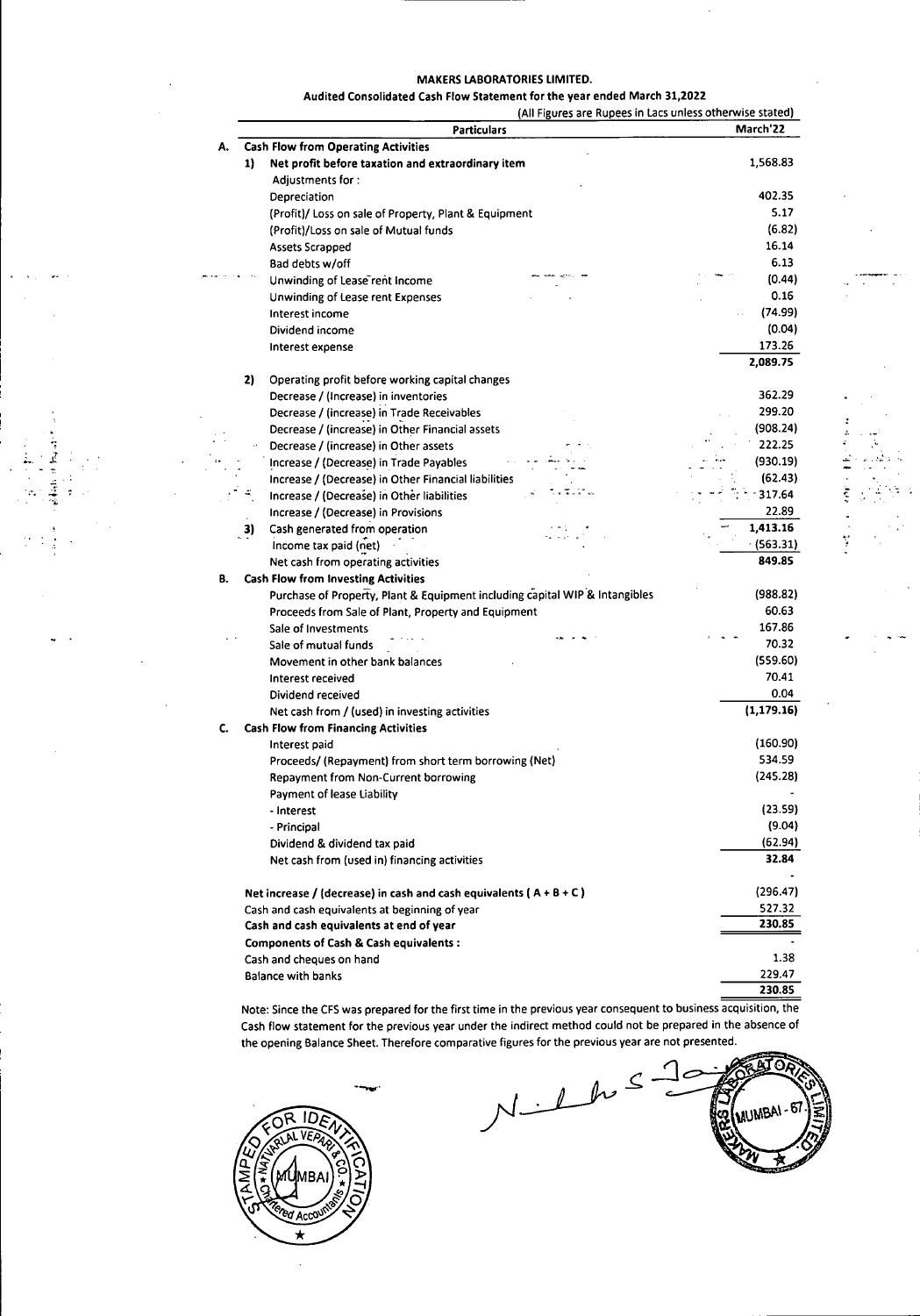**MAKERS LABORATORIES LIMITED.**

**Audited Consolidated Cash Flow Statement for the year ended March 31,2022**

(All Figures are Rupees in Lacs unless otherwise stated)

| | | Particulars | March'22 |
|---|---|---|---|
| **A.** | | **Cash Flow from Operating Activities** | |
| | **1)** | **Net profit before taxation and extraordinary item** | 1,568.83 |
| | | Adjustments for : | |
| | | Depreciation | 402.35 |
| | | (Profit)/ Loss on sale of Property, Plant & Equipment | 5.17 |
| | | (Profit)/Loss on sale of Mutual funds | (6.82) |
| | | Assets Scrapped | 16.14 |
| | | Bad debts w/off | 6.13 |
| | | Unwinding of Lease rent Income | (0.44) |
| | | Unwinding of Lease rent Expenses | 0.16 |
| | | Interest income | (74.99) |
| | | Dividend income | (0.04) |
| | | Interest expense | 173.26 |
| | | | **2,089.75** |
| | **2)** | Operating profit before working capital changes | |
| | | Decrease / (Increase) in inventories | 362.29 |
| | | Decrease / (increase) in Trade Receivables | 299.20 |
| | | Decrease / (increase) in Other Financial assets | (908.24) |
| | | Decrease / (increase) in Other assets | 222.25 |
| | | Increase / (Decrease) in Trade Payables | (930.19) |
| | | Increase / (Decrease) in Other Financial liabilities | (62.43) |
| | | Increase / (Decrease) in Other liabilities | 317.64 |
| | | Increase / (Decrease) in Provisions | 22.89 |
| | **3)** | Cash generated from operation | **1,413.16** |
| | | Income tax paid (net) | (563.31) |
| | | Net cash from operating activities | **849.85** |
| **B.** | | **Cash Flow from Investing Activities** | |
| | | Purchase of Property, Plant & Equipment including capital WIP & Intangibles | (988.82) |
| | | Proceeds from Sale of Plant, Property and Equipment | 60.63 |
| | | Sale of Investments | 167.86 |
| | | Sale of mutual funds | 70.32 |
| | | Movement in other bank balances | (559.60) |
| | | Interest received | 70.41 |
| | | Dividend received | 0.04 |
| | | Net cash from / (used) in investing activities | **(1,179.16)** |
| **C.** | | **Cash Flow from Financing Activities** | |
| | | Interest paid | (160.90) |
| | | Proceeds/ (Repayment) from short term borrowing (Net) | 534.59 |
| | | Repayment from Non-Current borrowing | (245.28) |
| | | Payment of lease Liability | - |
| | | - Interest | (23.59) |
| | | - Principal | (9.04) |
| | | Dividend & dividend tax paid | (62.94) |
| | | Net cash from (used in) financing activities | **32.84** |
| | | | - |
| | | **Net increase / (decrease) in cash and cash equivalents ( A + B + C )** | (296.47) |
| | | Cash and cash equivalents at beginning of year | 527.32 |
| | | **Cash and cash equivalents at end of year** | **230.85** |
| | | **Components of Cash & Cash equivalents :** | - |
| | | Cash and cheques on hand | 1.38 |
| | | Balance with banks | 229.47 |
| | | | **230.85** |

Note: Since the CFS was prepared for the first time in the previous year consequent to business acquisition, the Cash flow statement for the previous year under the indirect method could not be prepared in the absence of the opening Balance Sheet. Therefore comparative figures for the previous year are not presented.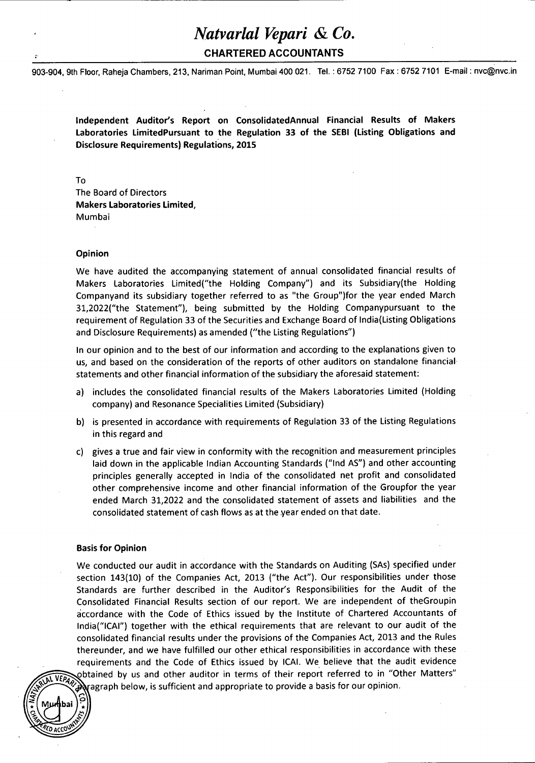# *Natvarlal Vepari & Co.*

**CHARTERED ACCOUNTANTS**

903-904, 9th Floor, Raheja Chambers, 213, Nariman Point, Mumbai 400 021. Tel. : 6752 7100 Fax : 6752 7101 E-mail : nvc@nvc.in

**Independent Auditor's Report on ConsolidatedAnnual Financial Results of Makers Laboratories LimitedPursuant to the Regulation 33 of the SEBI (Listing Obligations and Disclosure Requirements) Regulations, 2015**

To
The Board of Directors
**Makers Laboratories Limited**,
Mumbai

### Opinion

We have audited the accompanying statement of annual consolidated financial results of Makers Laboratories Limited("the Holding Company") and its Subsidiary(the Holding Companyand its subsidiary together referred to as "the Group")for the year ended March 31,2022("the Statement"), being submitted by the Holding Companypursuant to the requirement of Regulation 33 of the Securities and Exchange Board of India(Listing Obligations and Disclosure Requirements) as amended ("the Listing Regulations")

In our opinion and to the best of our information and according to the explanations given to us, and based on the consideration of the reports of other auditors on standalone financial statements and other financial information of the subsidiary the aforesaid statement:

a) includes the consolidated financial results of the Makers Laboratories Limited (Holding company) and Resonance Specialities Limited (Subsidiary)

b) is presented in accordance with requirements of Regulation 33 of the Listing Regulations in this regard and

c) gives a true and fair view in conformity with the recognition and measurement principles laid down in the applicable Indian Accounting Standards ("Ind AS") and other accounting principles generally accepted in India of the consolidated net profit and consolidated other comprehensive income and other financial information of the Groupfor the year ended March 31,2022 and the consolidated statement of assets and liabilities and the consolidated statement of cash flows as at the year ended on that date.

### Basis for Opinion

We conducted our audit in accordance with the Standards on Auditing (SAs) specified under section 143(10) of the Companies Act, 2013 ("the Act"). Our responsibilities under those Standards are further described in the Auditor's Responsibilities for the Audit of the Consolidated Financial Results section of our report. We are independent of theGroupin accordance with the Code of Ethics issued by the Institute of Chartered Accountants of India("ICAI") together with the ethical requirements that are relevant to our audit of the consolidated financial results under the provisions of the Companies Act, 2013 and the Rules thereunder, and we have fulfilled our other ethical responsibilities in accordance with these requirements and the Code of Ethics issued by ICAI. We believe that the audit evidence obtained by us and other auditor in terms of their report referred to in "Other Matters" paragraph below, is sufficient and appropriate to provide a basis for our opinion.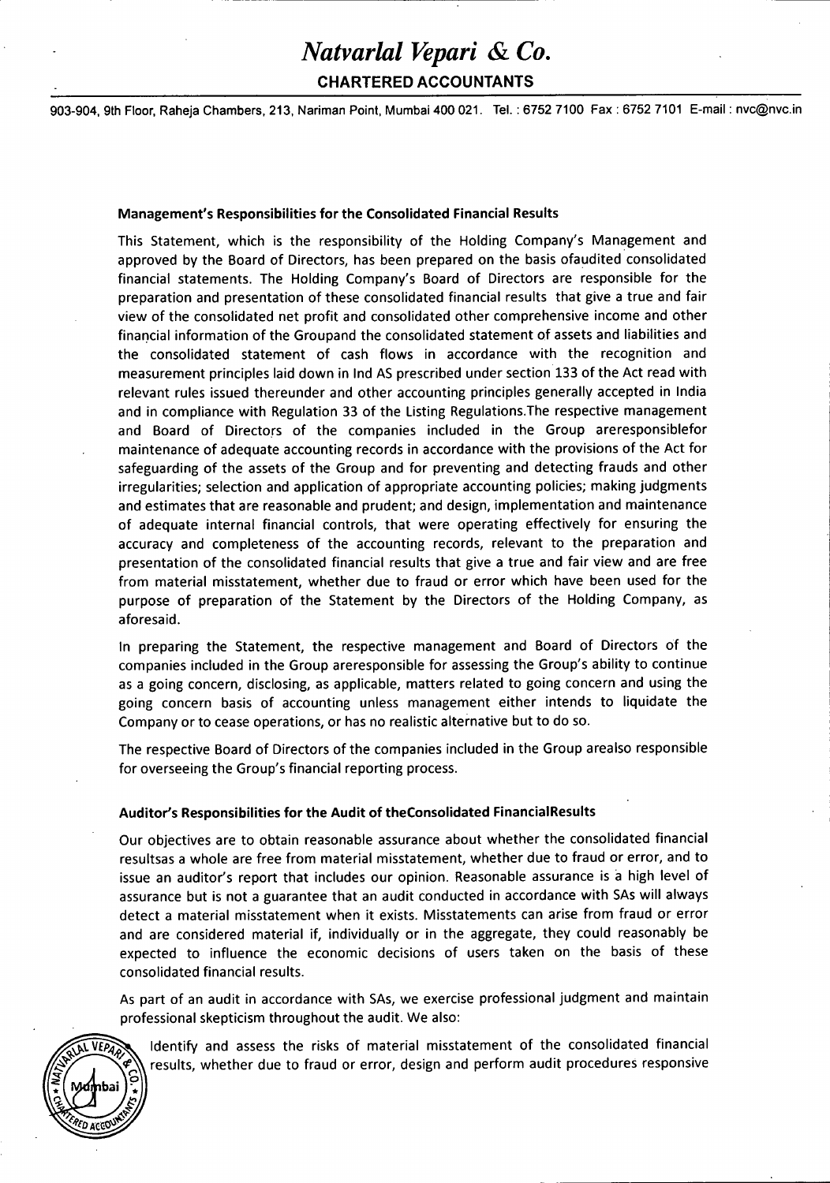## Management's Responsibilities for the Consolidated Financial Results

This Statement, which is the responsibility of the Holding Company's Management and approved by the Board of Directors, has been prepared on the basis ofaudited consolidated financial statements. The Holding Company's Board of Directors are responsible for the preparation and presentation of these consolidated financial results that give a true and fair view of the consolidated net profit and consolidated other comprehensive income and other financial information of the Groupand the consolidated statement of assets and liabilities and the consolidated statement of cash flows in accordance with the recognition and measurement principles laid down in Ind AS prescribed under section 133 of the Act read with relevant rules issued thereunder and other accounting principles generally accepted in India and in compliance with Regulation 33 of the Listing Regulations.The respective management and Board of Directors of the companies included in the Group areresponsiblefor maintenance of adequate accounting records in accordance with the provisions of the Act for safeguarding of the assets of the Group and for preventing and detecting frauds and other irregularities; selection and application of appropriate accounting policies; making judgments and estimates that are reasonable and prudent; and design, implementation and maintenance of adequate internal financial controls, that were operating effectively for ensuring the accuracy and completeness of the accounting records, relevant to the preparation and presentation of the consolidated financial results that give a true and fair view and are free from material misstatement, whether due to fraud or error which have been used for the purpose of preparation of the Statement by the Directors of the Holding Company, as aforesaid.

In preparing the Statement, the respective management and Board of Directors of the companies included in the Group areresponsible for assessing the Group's ability to continue as a going concern, disclosing, as applicable, matters related to going concern and using the going concern basis of accounting unless management either intends to liquidate the Company or to cease operations, or has no realistic alternative but to do so.

The respective Board of Directors of the companies included in the Group arealso responsible for overseeing the Group's financial reporting process.

## Auditor's Responsibilities for the Audit of theConsolidated FinancialResults

Our objectives are to obtain reasonable assurance about whether the consolidated financial resultsas a whole are free from material misstatement, whether due to fraud or error, and to issue an auditor's report that includes our opinion. Reasonable assurance is a high level of assurance but is not a guarantee that an audit conducted in accordance with SAs will always detect a material misstatement when it exists. Misstatements can arise from fraud or error and are considered material if, individually or in the aggregate, they could reasonably be expected to influence the economic decisions of users taken on the basis of these consolidated financial results.

As part of an audit in accordance with SAs, we exercise professional judgment and maintain professional skepticism throughout the audit. We also:

- Identify and assess the risks of material misstatement of the consolidated financial results, whether due to fraud or error, design and perform audit procedures responsive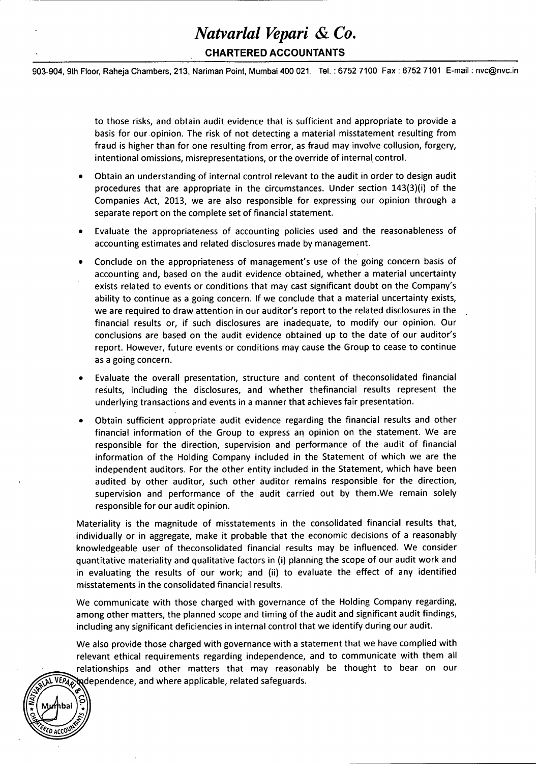to those risks, and obtain audit evidence that is sufficient and appropriate to provide a basis for our opinion. The risk of not detecting a material misstatement resulting from fraud is higher than for one resulting from error, as fraud may involve collusion, forgery, intentional omissions, misrepresentations, or the override of internal control.

- Obtain an understanding of internal control relevant to the audit in order to design audit procedures that are appropriate in the circumstances. Under section 143(3)(i) of the Companies Act, 2013, we are also responsible for expressing our opinion through a separate report on the complete set of financial statement.
- Evaluate the appropriateness of accounting policies used and the reasonableness of accounting estimates and related disclosures made by management.
- Conclude on the appropriateness of management's use of the going concern basis of accounting and, based on the audit evidence obtained, whether a material uncertainty exists related to events or conditions that may cast significant doubt on the Company's ability to continue as a going concern. If we conclude that a material uncertainty exists, we are required to draw attention in our auditor's report to the related disclosures in the financial results or, if such disclosures are inadequate, to modify our opinion. Our conclusions are based on the audit evidence obtained up to the date of our auditor's report. However, future events or conditions may cause the Group to cease to continue as a going concern.
- Evaluate the overall presentation, structure and content of theconsolidated financial results, including the disclosures, and whether thefinancial results represent the underlying transactions and events in a manner that achieves fair presentation.
- Obtain sufficient appropriate audit evidence regarding the financial results and other financial information of the Group to express an opinion on the statement. We are responsible for the direction, supervision and performance of the audit of financial information of the Holding Company included in the Statement of which we are the independent auditors. For the other entity included in the Statement, which have been audited by other auditor, such other auditor remains responsible for the direction, supervision and performance of the audit carried out by them.We remain solely responsible for our audit opinion.

Materiality is the magnitude of misstatements in the consolidated financial results that, individually or in aggregate, make it probable that the economic decisions of a reasonably knowledgeable user of theconsolidated financial results may be influenced. We consider quantitative materiality and qualitative factors in (i) planning the scope of our audit work and in evaluating the results of our work; and (ii) to evaluate the effect of any identified misstatements in the consolidated financial results.

We communicate with those charged with governance of the Holding Company regarding, among other matters, the planned scope and timing of the audit and significant audit findings, including any significant deficiencies in internal control that we identify during our audit.

We also provide those charged with governance with a statement that we have complied with relevant ethical requirements regarding independence, and to communicate with them all relationships and other matters that may reasonably be thought to bear on our independence, and where applicable, related safeguards.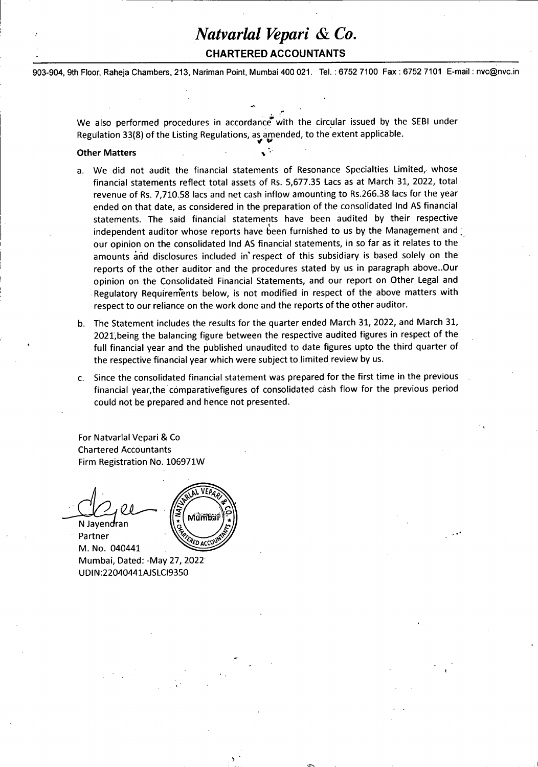# *Natvarlal Vepari & Co.*

**CHARTERED ACCOUNTANTS**

903-904, 9th Floor, Raheja Chambers, 213, Nariman Point, Mumbai 400 021. Tel. : 6752 7100 Fax : 6752 7101 E-mail : nvc@nvc.in

We also performed procedures in accordance with the circular issued by the SEBI under Regulation 33(8) of the Listing Regulations, as amended, to the extent applicable.

**Other Matters**

a. We did not audit the financial statements of Resonance Specialties Limited, whose financial statements reflect total assets of Rs. 5,677.35 Lacs as at March 31, 2022, total revenue of Rs. 7,710.58 lacs and net cash inflow amounting to Rs.266.38 lacs for the year ended on that date, as considered in the preparation of the consolidated Ind AS financial statements. The said financial statements have been audited by their respective independent auditor whose reports have been furnished to us by the Management and our opinion on the consolidated Ind AS financial statements, in so far as it relates to the amounts and disclosures included in respect of this subsidiary is based solely on the reports of the other auditor and the procedures stated by us in paragraph above..Our opinion on the Consolidated Financial Statements, and our report on Other Legal and Regulatory Requirements below, is not modified in respect of the above matters with respect to our reliance on the work done and the reports of the other auditor.

b. The Statement includes the results for the quarter ended March 31, 2022, and March 31, 2021;being the balancing figure between the respective audited figures in respect of the full financial year and the published unaudited to date figures upto the third quarter of the respective financial year which were subject to limited review by us.

c. Since the consolidated financial statement was prepared for the first time in the previous financial year,the comparativefigures of consolidated cash flow for the previous period could not be prepared and hence not presented.

For Natvarlal Vepari & Co
Chartered Accountants
Firm Registration No. 106971W

N Jayendran
Partner
M. No. 040441
Mumbai, Dated: -May 27, 2022
UDIN:22040441AJSLCI9350